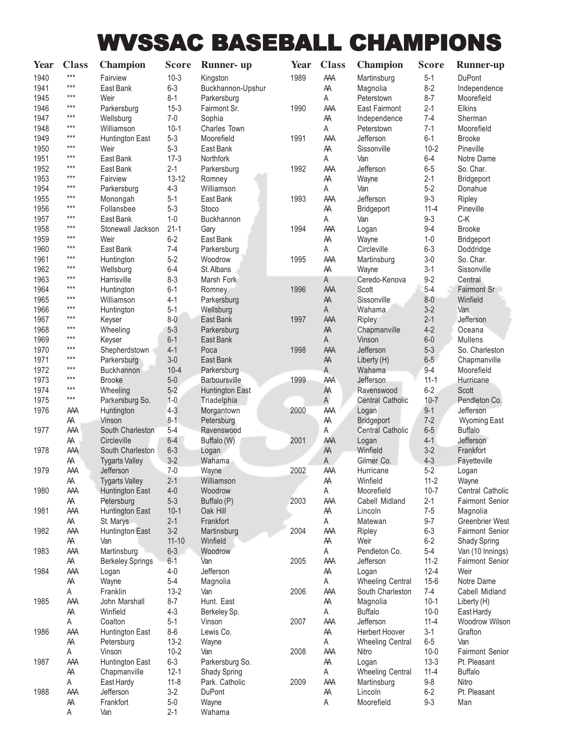# WVSSAC BASEBALL CHAMPIONS

| Year | Class | Champion | Score | Runner- up |
|---|---|---|---|---|
| 1940 | *** | Fairview | 10-3 | Kingston |
| 1941 | *** | East Bank | 6-3 | Buckhannon-Upshur |
| 1945 | *** | Weir | 8-1 | Parkersburg |
| 1946 | *** | Parkersburg | 15-3 | Fairmont Sr. |
| 1947 | *** | Wellsburg | 7-0 | Sophia |
| 1948 | *** | Williamson | 10-1 | Charles Town |
| 1949 | *** | Huntington East | 5-3 | Moorefield |
| 1950 | *** | Weir | 5-3 | East Bank |
| 1951 | *** | East Bank | 17-3 | Northfork |
| 1952 | *** | East Bank | 2-1 | Parkersburg |
| 1953 | *** | Fairview | 13-12 | Romney |
| 1954 | *** | Parkersburg | 4-3 | Williamson |
| 1955 | *** | Monongah | 5-1 | East Bank |
| 1956 | *** | Follansbee | 5-3 | Stoco |
| 1957 | *** | East Bank | 1-0 | Buckhannon |
| 1958 | *** | Stonewall Jackson | 21-1 | Gary |
| 1959 | *** | Weir | 6-2 | East Bank |
| 1960 | *** | East Bank | 7-4 | Parkersburg |
| 1961 | *** | Huntington | 5-2 | Woodrow |
| 1962 | *** | Wellsburg | 6-4 | St. Albans |
| 1963 | *** | Harrisville | 8-3 | Marsh Fork |
| 1964 | *** | Huntington | 6-1 | Romney |
| 1965 | *** | Williamson | 4-1 | Parkersburg |
| 1966 | *** | Huntington | 5-1 | Wellsburg |
| 1967 | *** | Keyser | 8-0 | East Bank |
| 1968 | *** | Wheeling | 5-3 | Parkersburg |
| 1969 | *** | Keyser | 6-1 | East Bank |
| 1970 | *** | Shepherdstown | 4-1 | Poca |
| 1971 | *** | Parkersburg | 3-0 | East Bank |
| 1972 | *** | Buckhannon | 10-4 | Parkersburg |
| 1973 | *** | Brooke | 5-0 | Barboursville |
| 1974 | *** | Wheeling | 5-2 | Huntington East |
| 1975 | *** | Parkersburg So. | 1-0 | Triadelphia |
| 1976 | AAA | Huntington | 4-3 | Morgantown |
| | AA | Vinson | 8-1 | Petersburg |
| 1977 | AAA | South Charleston | 5-4 | Ravenswood |
| | AA | Circleville | 6-4 | Buffalo (W) |
| 1978 | AAA | South Charleston | 6-3 | Logan |
| | AA | Tygarts Valley | 3-2 | Wahama |
| 1979 | AAA | Jefferson | 7-0 | Wayne |
| | AA | Tygarts Valley | 2-1 | Williamson |
| 1980 | AAA | Huntington East | 4-0 | Woodrow |
| | AA | Petersburg | 5-3 | Buffalo (P) |
| 1981 | AAA | Huntington East | 10-1 | Oak Hill |
| | AA | St. Marys | 2-1 | Frankfort |
| 1982 | AAA | Huntington East | 3-2 | Martinsburg |
| | AA | Van | 11-10 | Winfield |
| 1983 | AAA | Martinsburg | 6-3 | Woodrow |
| | AA | Berkeley Springs | 6-1 | Van |
| 1984 | AAA | Logan | 4-0 | Jefferson |
| | AA | Wayne | 5-4 | Magnolia |
| | A | Franklin | 13-2 | Van |
| 1985 | AAA | John Marshall | 8-7 | Hunt. East |
| | AA | Winfield | 4-3 | Berkeley Sp. |
| | A | Coalton | 5-1 | Vinson |
| 1986 | AAA | Huntington East | 8-6 | Lewis Co. |
| | AA | Petersburg | 13-2 | Wayne |
| | A | Vinson | 10-2 | Van |
| 1987 | AAA | Huntington East | 6-3 | Parkersburg So. |
| | AA | Chapmanville | 12-1 | Shady Spring |
| | A | East Hardy | 11-8 | Park. Catholic |
| 1988 | AAA | Jefferson | 3-2 | DuPont |
| | AA | Frankfort | 5-0 | Wayne |
| | A | Van | 2-1 | Wahama |
| 1989 | AAA | Martinsburg | 5-1 | DuPont |
| | AA | Magnolia | 8-2 | Independence |
| | A | Peterstown | 8-7 | Moorefield |
| 1990 | AAA | East Fairmont | 2-1 | Elkins |
| | AA | Independence | 7-4 | Sherman |
| | A | Peterstown | 7-1 | Moorefield |
| 1991 | AAA | Jefferson | 6-1 | Brooke |
| | AA | Sissonville | 10-2 | Pineville |
| | A | Van | 6-4 | Notre Dame |
| 1992 | AAA | Jefferson | 6-5 | So. Char. |
| | AA | Wayne | 2-1 | Bridgeport |
| | A | Van | 5-2 | Donahue |
| 1993 | AAA | Jefferson | 9-3 | Ripley |
| | AA | Bridgeport | 11-4 | Pineville |
| | A | Van | 9-3 | C-K |
| 1994 | AAA | Logan | 9-4 | Brooke |
| | AA | Wayne | 1-0 | Bridgeport |
| | A | Circleville | 6-3 | Doddridge |
| 1995 | AAA | Martinsburg | 3-0 | So. Char. |
| | AA | Wayne | 3-1 | Sissonville |
| | A | Ceredo-Kenova | 9-2 | Central |
| 1996 | AAA | Scott | 5-4 | Fairmont Sr |
| | AA | Sissonville | 8-0 | Winfield |
| | A | Wahama | 3-2 | Van |
| 1997 | AAA | Ripley | 2-1 | Jefferson |
| | AA | Chapmanville | 4-2 | Oceana |
| | A | Vinson | 6-0 | Mullens |
| 1998 | AAA | Jefferson | 5-3 | So. Charleston |
| | AA | Liberty (H) | 6-5 | Chapmanville |
| | A | Wahama | 9-4 | Moorefield |
| 1999 | AAA | Jefferson | 11-1 | Hurricane |
| | AA | Ravenswood | 6-2 | Scott |
| | A | Central Catholic | 10-7 | Pendleton Co. |
| 2000 | AAA | Logan | 9-1 | Jefferson |
| | AA | Bridgeport | 7-2 | Wyoming East |
| | A | Central Catholic | 6-5 | Buffalo |
| 2001 | AAA | Logan | 4-1 | Jefferson |
| | AA | Winfield | 3-2 | Frankfort |
| | A | Gilmer Co. | 4-3 | Fayetteville |
| 2002 | AAA | Hurricane | 5-2 | Logan |
| | AA | Winfield | 11-2 | Wayne |
| | A | Moorefield | 10-7 | Central Catholic |
| 2003 | AAA | Cabell Midland | 2-1 | Fairmont Senior |
| | AA | Lincoln | 7-5 | Magnolia |
| | A | Matewan | 9-7 | Greenbrier West |
| 2004 | AAA | Ripley | 6-3 | Fairmont Senior |
| | AA | Weir | 6-2 | Shady Spring |
| | A | Pendleton Co. | 5-4 | Van (10 Innings) |
| 2005 | AAA | Jefferson | 11-2 | Fairmont Senior |
| | AA | Logan | 12-4 | Weir |
| | A | Wheeling Central | 15-6 | Notre Dame |
| 2006 | AAA | South Charleston | 7-4 | Cabell Midland |
| | AA | Magnolia | 10-1 | Liberty (H) |
| | A | Buffalo | 10-0 | East Hardy |
| 2007 | AAA | Jefferson | 11-4 | Woodrow Wilson |
| | AA | Herbert Hoover | 3-1 | Grafton |
| | A | Wheeling Central | 6-5 | Van |
| 2008 | AAA | Nitro | 10-0 | Fairmont Senior |
| | AA | Logan | 13-3 | Pt. Pleasant |
| | A | Wheeling Central | 11-4 | Buffalo |
| 2009 | AAA | Martinsburg | 9-8 | Nitro |
| | AA | Lincoln | 6-2 | Pt. Pleasant |
| | A | Moorefield | 9-3 | Man |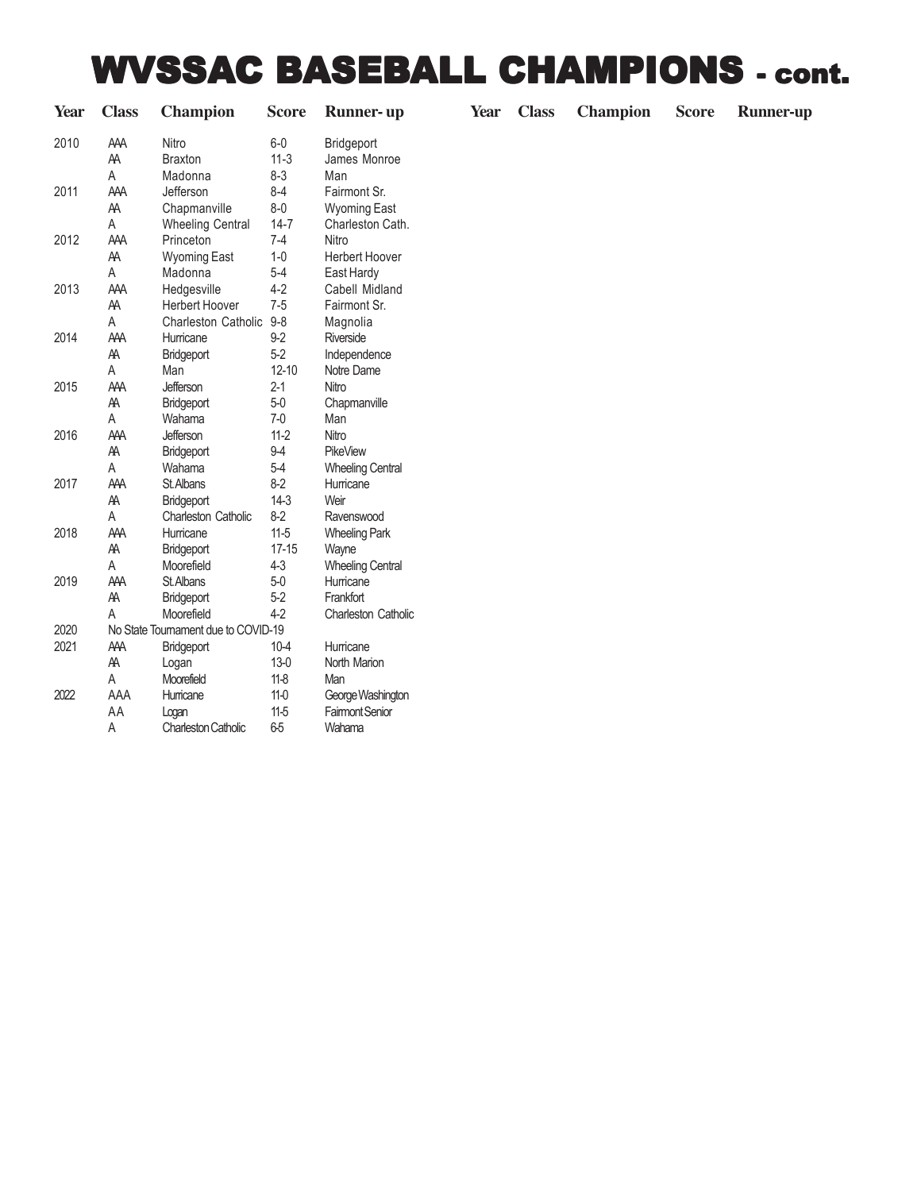# WVSSAC BASEBALL CHAMPIONS - cont.

| Year | Class | Champion | Score | Runner- up |
|---|---|---|---|---|
| 2010 | AAA | Nitro | 6-0 | Bridgeport |
| | AA | Braxton | 11-3 | James Monroe |
| | A | Madonna | 8-3 | Man |
| 2011 | AAA | Jefferson | 8-4 | Fairmont Sr. |
| | AA | Chapmanville | 8-0 | Wyoming East |
| | A | Wheeling Central | 14-7 | Charleston Cath. |
| 2012 | AAA | Princeton | 7-4 | Nitro |
| | AA | Wyoming East | 1-0 | Herbert Hoover |
| | A | Madonna | 5-4 | East Hardy |
| 2013 | AAA | Hedgesville | 4-2 | Cabell Midland |
| | AA | Herbert Hoover | 7-5 | Fairmont Sr. |
| | A | Charleston Catholic | 9-8 | Magnolia |
| 2014 | AAA | Hurricane | 9-2 | Riverside |
| | AA | Bridgeport | 5-2 | Independence |
| | A | Man | 12-10 | Notre Dame |
| 2015 | AAA | Jefferson | 2-1 | Nitro |
| | AA | Bridgeport | 5-0 | Chapmanville |
| | A | Wahama | 7-0 | Man |
| 2016 | AAA | Jefferson | 11-2 | Nitro |
| | AA | Bridgeport | 9-4 | PikeView |
| | A | Wahama | 5-4 | Wheeling Central |
| 2017 | AAA | St.Albans | 8-2 | Hurricane |
| | AA | Bridgeport | 14-3 | Weir |
| | A | Charleston Catholic | 8-2 | Ravenswood |
| 2018 | AAA | Hurricane | 11-5 | Wheeling Park |
| | AA | Bridgeport | 17-15 | Wayne |
| | A | Moorefield | 4-3 | Wheeling Central |
| 2019 | AAA | St.Albans | 5-0 | Hurricane |
| | AA | Bridgeport | 5-2 | Frankfort |
| | A | Moorefield | 4-2 | Charleston Catholic |
| 2020 | No State Tournament due to COVID-19 | | | |
| 2021 | AAA | Bridgeport | 10-4 | Hurricane |
| | AA | Logan | 13-0 | North Marion |
| | A | Moorefield | 11-8 | Man |
| 2022 | AAA | Hurricane | 11-0 | George Washington |
| | AA | Logan | 11-5 | Fairmont Senior |
| | A | Charleston Catholic | 6-5 | Wahama |